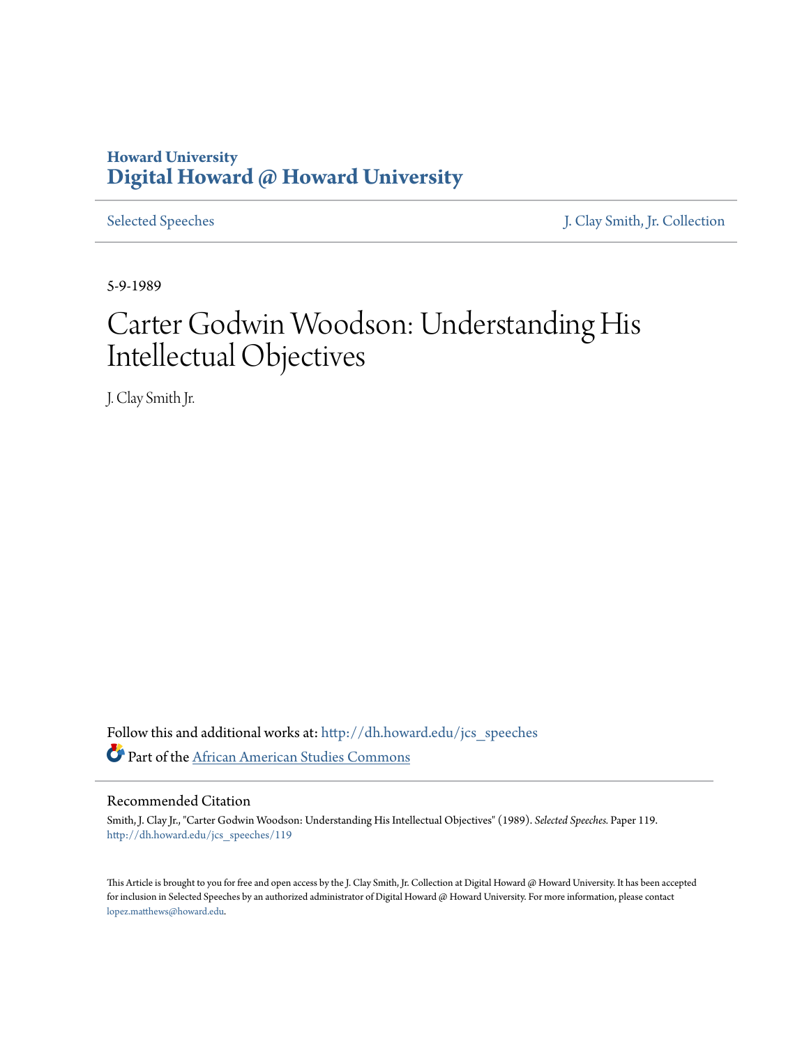Howard University
# Digital Howard @ Howard University

Selected Speeches | J. Clay Smith, Jr. Collection

5-9-1989

# Carter Godwin Woodson: Understanding His Intellectual Objectives

J. Clay Smith Jr.

Follow this and additional works at: http://dh.howard.edu/jcs_speeches

Part of the African American Studies Commons

## Recommended Citation

Smith, J. Clay Jr., "Carter Godwin Woodson: Understanding His Intellectual Objectives" (1989). *Selected Speeches.* Paper 119.
http://dh.howard.edu/jcs_speeches/119

This Article is brought to you for free and open access by the J. Clay Smith, Jr. Collection at Digital Howard @ Howard University. It has been accepted for inclusion in Selected Speeches by an authorized administrator of Digital Howard @ Howard University. For more information, please contact lopez.matthews@howard.edu.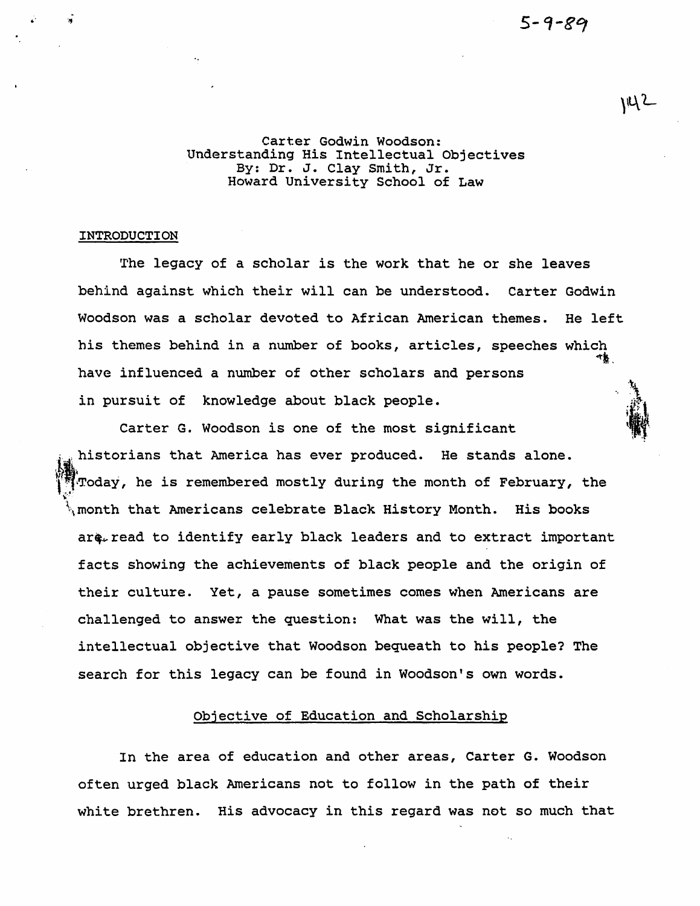5-9-89

142

Carter Godwin Woodson:
Understanding His Intellectual Objectives
By: Dr. J. Clay Smith, Jr.
Howard University School of Law

## INTRODUCTION

The legacy of a scholar is the work that he or she leaves behind against which their will can be understood. Carter Godwin Woodson was a scholar devoted to African American themes. He left his themes behind in a number of books, articles, speeches which have influenced a number of other scholars and persons in pursuit of knowledge about black people.

Carter G. Woodson is one of the most significant historians that America has ever produced. He stands alone. Today, he is remembered mostly during the month of February, the month that Americans celebrate Black History Month. His books are read to identify early black leaders and to extract important facts showing the achievements of black people and the origin of their culture. Yet, a pause sometimes comes when Americans are challenged to answer the question: What was the will, the intellectual objective that Woodson bequeath to his people? The search for this legacy can be found in Woodson's own words.

## Objective of Education and Scholarship

In the area of education and other areas, Carter G. Woodson often urged black Americans not to follow in the path of their white brethren. His advocacy in this regard was not so much that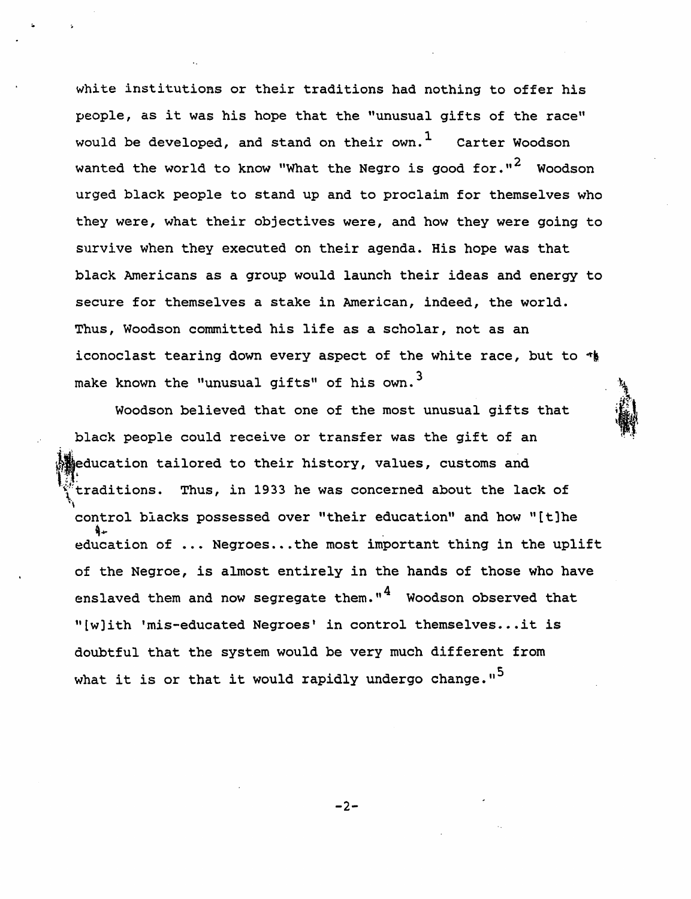white institutions or their traditions had nothing to offer his people, as it was his hope that the "unusual gifts of the race" would be developed, and stand on their own.[1] Carter Woodson wanted the world to know "What the Negro is good for."[2] Woodson urged black people to stand up and to proclaim for themselves who they were, what their objectives were, and how they were going to survive when they executed on their agenda. His hope was that black Americans as a group would launch their ideas and energy to secure for themselves a stake in American, indeed, the world. Thus, Woodson committed his life as a scholar, not as an iconoclast tearing down every aspect of the white race, but to make known the "unusual gifts" of his own.[3]

Woodson believed that one of the most unusual gifts that black people could receive or transfer was the gift of an education tailored to their history, values, customs and traditions. Thus, in 1933 he was concerned about the lack of control blacks possessed over "their education" and how "[t]he education of ... Negroes...the most important thing in the uplift of the Negroe, is almost entirely in the hands of those who have enslaved them and now segregate them."[4] Woodson observed that "[w]ith 'mis-educated Negroes' in control themselves...it is doubtful that the system would be very much different from what it is or that it would rapidly undergo change."[5]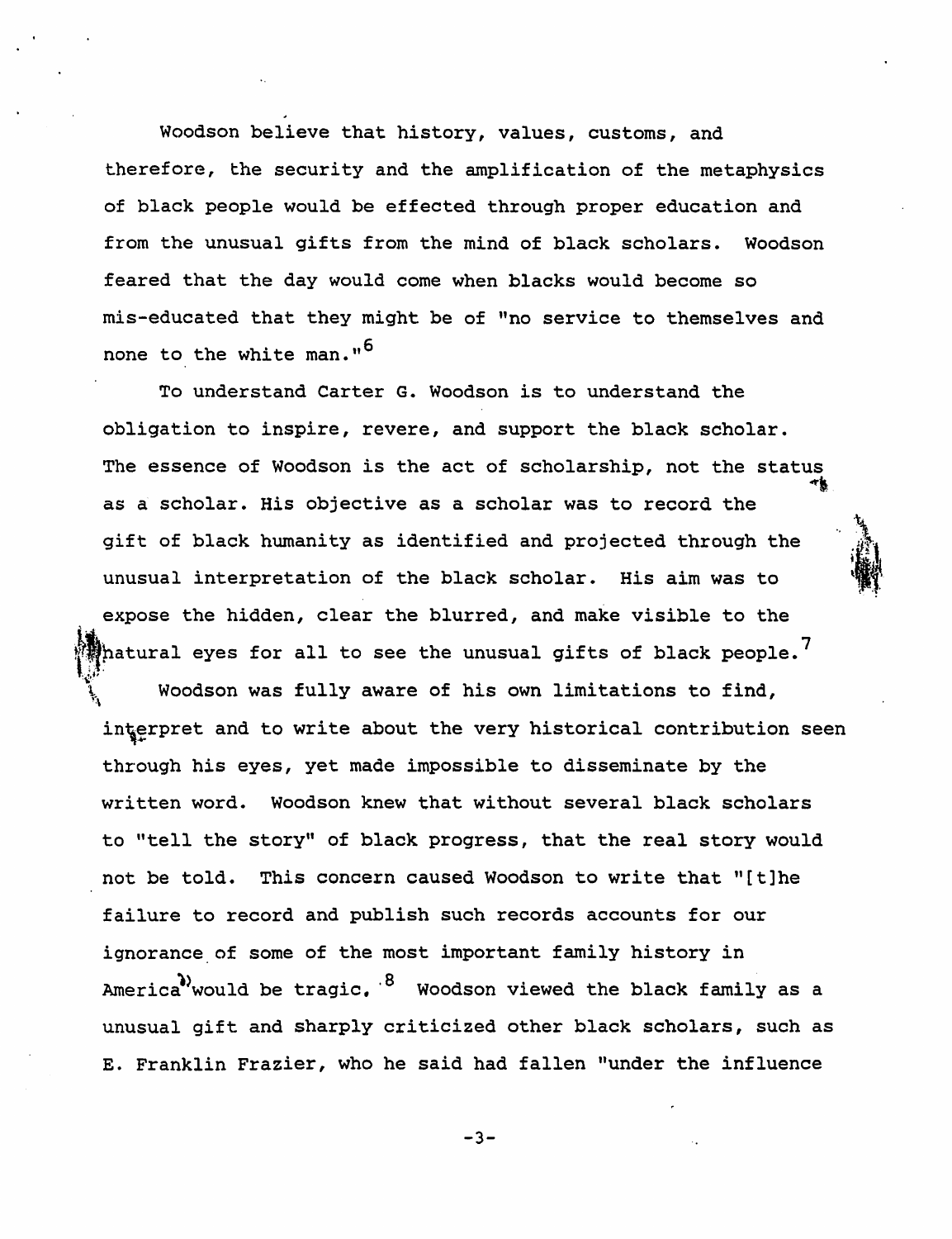Woodson believe that history, values, customs, and therefore, the security and the amplification of the metaphysics of black people would be effected through proper education and from the unusual gifts from the mind of black scholars. Woodson feared that the day would come when blacks would become so mis-educated that they might be of "no service to themselves and none to the white man."[6]

To understand Carter G. Woodson is to understand the obligation to inspire, revere, and support the black scholar. The essence of Woodson is the act of scholarship, not the status as a scholar. His objective as a scholar was to record the gift of black humanity as identified and projected through the unusual interpretation of the black scholar. His aim was to expose the hidden, clear the blurred, and make visible to the natural eyes for all to see the unusual gifts of black people.[7]

Woodson was fully aware of his own limitations to find, interpret and to write about the very historical contribution seen through his eyes, yet made impossible to disseminate by the written word. Woodson knew that without several black scholars to "tell the story" of black progress, that the real story would not be told. This concern caused Woodson to write that "[t]he failure to record and publish such records accounts for our ignorance of some of the most important family history in America" would be tragic.[8] Woodson viewed the black family as a unusual gift and sharply criticized other black scholars, such as E. Franklin Frazier, who he said had fallen "under the influence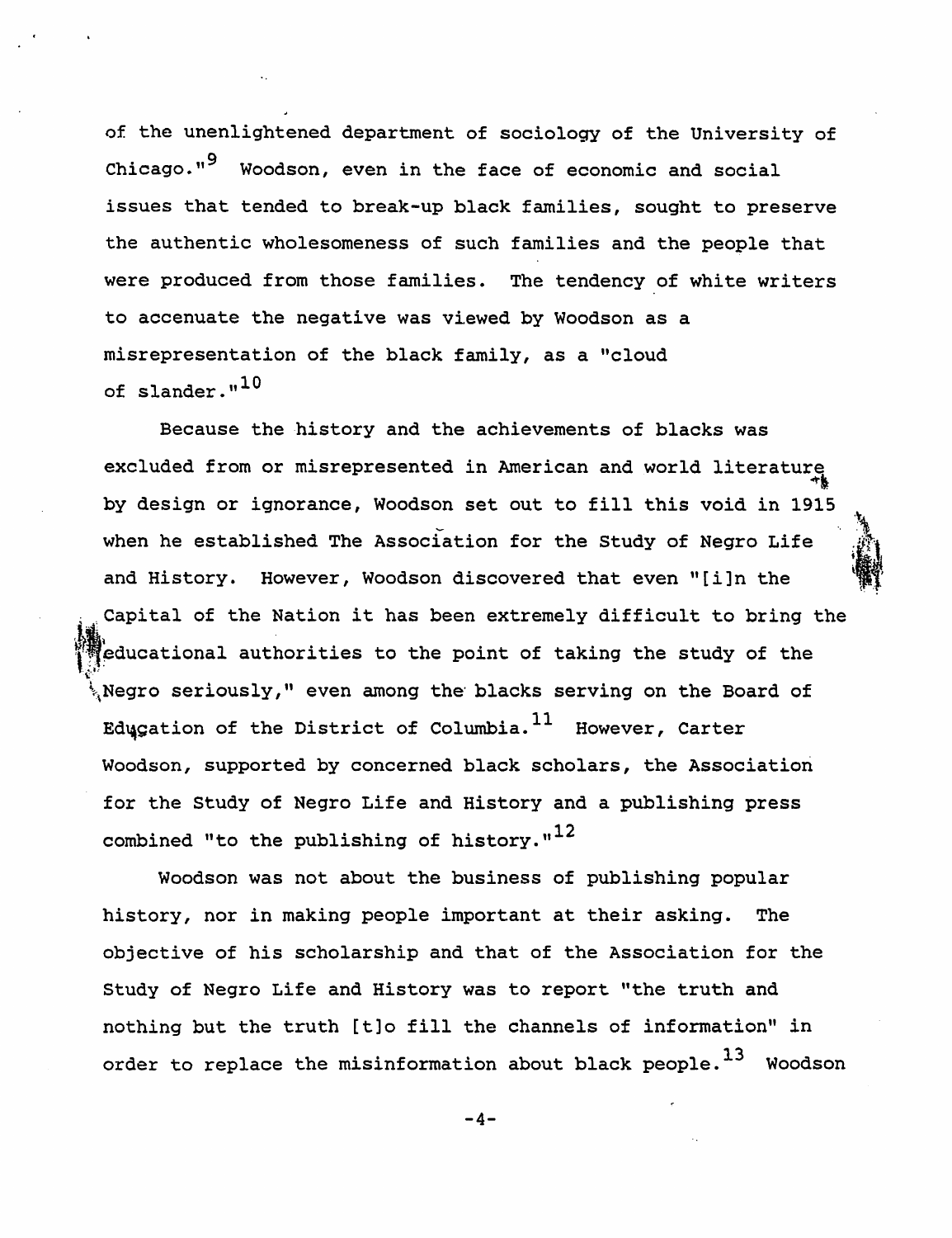of the unenlightened department of sociology of the University of Chicago."[9] Woodson, even in the face of economic and social issues that tended to break-up black families, sought to preserve the authentic wholesomeness of such families and the people that were produced from those families. The tendency of white writers to accenuate the negative was viewed by Woodson as a misrepresentation of the black family, as a "cloud of slander."[10]

Because the history and the achievements of blacks was excluded from or misrepresented in American and world literature by design or ignorance, Woodson set out to fill this void in 1915 when he established The Association for the Study of Negro Life and History. However, Woodson discovered that even "[i]n the Capital of the Nation it has been extremely difficult to bring the educational authorities to the point of taking the study of the Negro seriously," even among the blacks serving on the Board of Education of the District of Columbia.[11] However, Carter Woodson, supported by concerned black scholars, the Association for the Study of Negro Life and History and a publishing press combined "to the publishing of history."[12]

Woodson was not about the business of publishing popular history, nor in making people important at their asking. The objective of his scholarship and that of the Association for the Study of Negro Life and History was to report "the truth and nothing but the truth [t]o fill the channels of information" in order to replace the misinformation about black people.[13] Woodson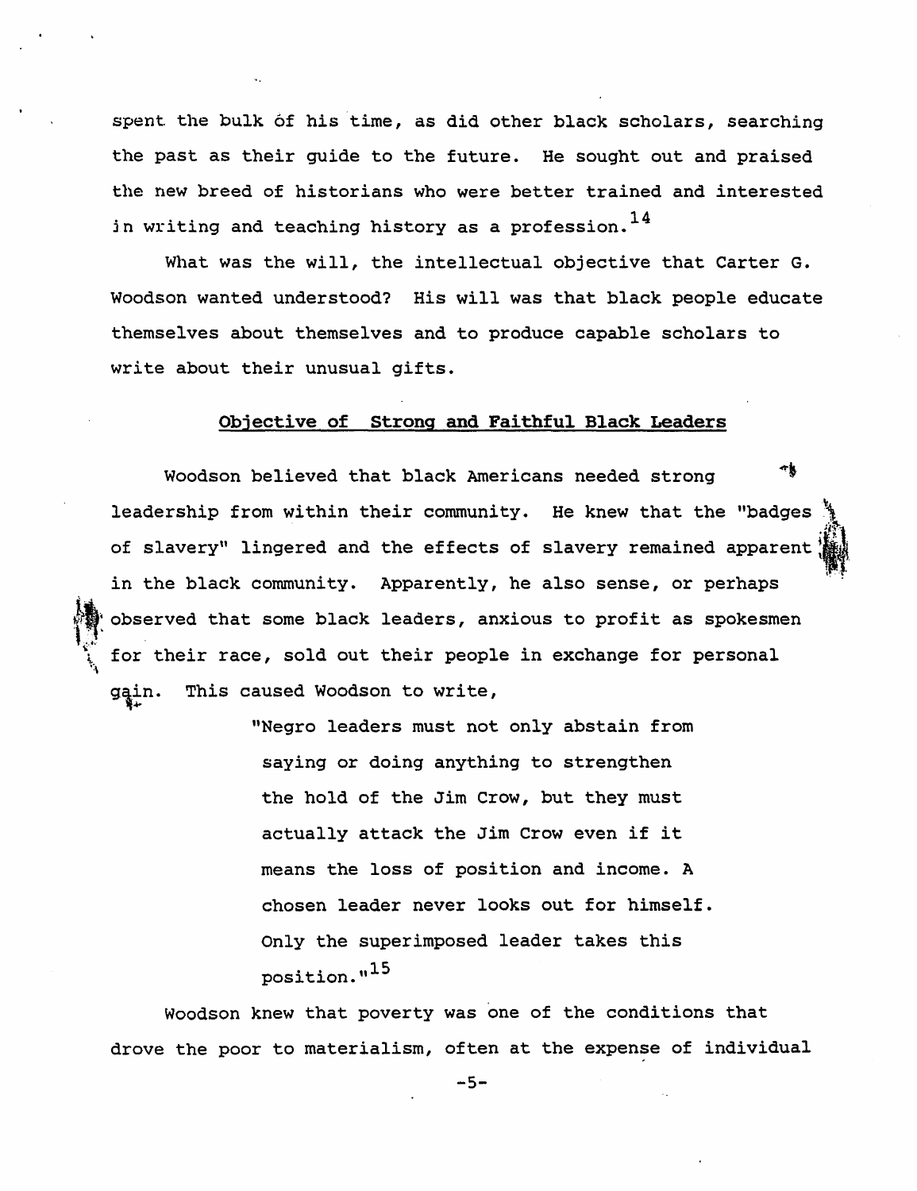spent the bulk of his time, as did other black scholars, searching the past as their guide to the future. He sought out and praised the new breed of historians who were better trained and interested in writing and teaching history as a profession.[14]

What was the will, the intellectual objective that Carter G. Woodson wanted understood? His will was that black people educate themselves about themselves and to produce capable scholars to write about their unusual gifts.

## Objective of Strong and Faithful Black Leaders

Woodson believed that black Americans needed strong leadership from within their community. He knew that the "badges of slavery" lingered and the effects of slavery remained apparent in the black community. Apparently, he also sense, or perhaps observed that some black leaders, anxious to profit as spokesmen for their race, sold out their people in exchange for personal gain. This caused Woodson to write,

> "Negro leaders must not only abstain from saying or doing anything to strengthen the hold of the Jim Crow, but they must actually attack the Jim Crow even if it means the loss of position and income. A chosen leader never looks out for himself. Only the superimposed leader takes this position."[15]

Woodson knew that poverty was one of the conditions that drove the poor to materialism, often at the expense of individual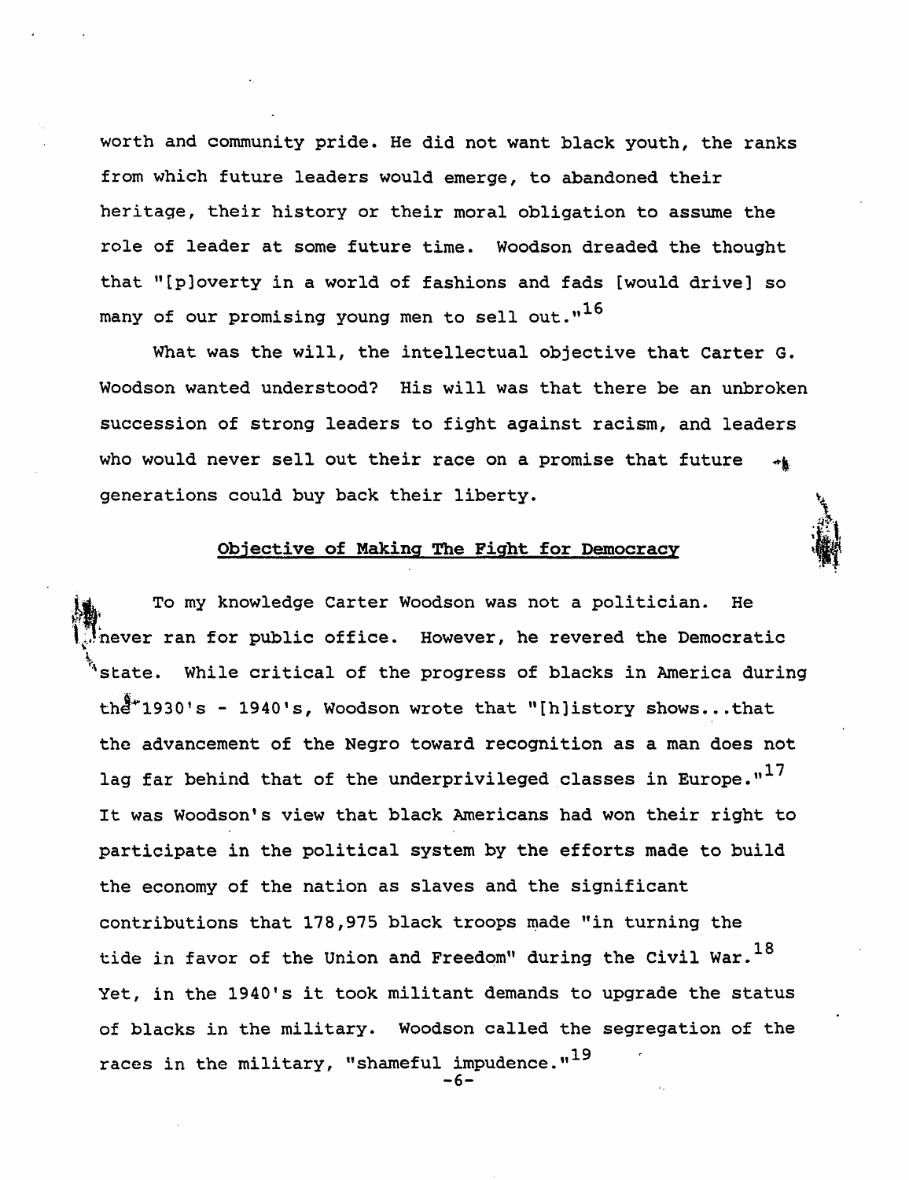worth and community pride. He did not want black youth, the ranks from which future leaders would emerge, to abandoned their heritage, their history or their moral obligation to assume the role of leader at some future time. Woodson dreaded the thought that "[p]overty in a world of fashions and fads [would drive] so many of our promising young men to sell out."[16]

What was the will, the intellectual objective that Carter G. Woodson wanted understood? His will was that there be an unbroken succession of strong leaders to fight against racism, and leaders who would never sell out their race on a promise that future generations could buy back their liberty.

## Objective of Making The Fight for Democracy

To my knowledge Carter Woodson was not a politician. He never ran for public office. However, he revered the Democratic state. While critical of the progress of blacks in America during the 1930's - 1940's, Woodson wrote that "[h]istory shows...that the advancement of the Negro toward recognition as a man does not lag far behind that of the underprivileged classes in Europe."[17] It was Woodson's view that black Americans had won their right to participate in the political system by the efforts made to build the economy of the nation as slaves and the significant contributions that 178,975 black troops made "in turning the tide in favor of the Union and Freedom" during the Civil War.[18] Yet, in the 1940's it took militant demands to upgrade the status of blacks in the military. Woodson called the segregation of the races in the military, "shameful impudence."[19]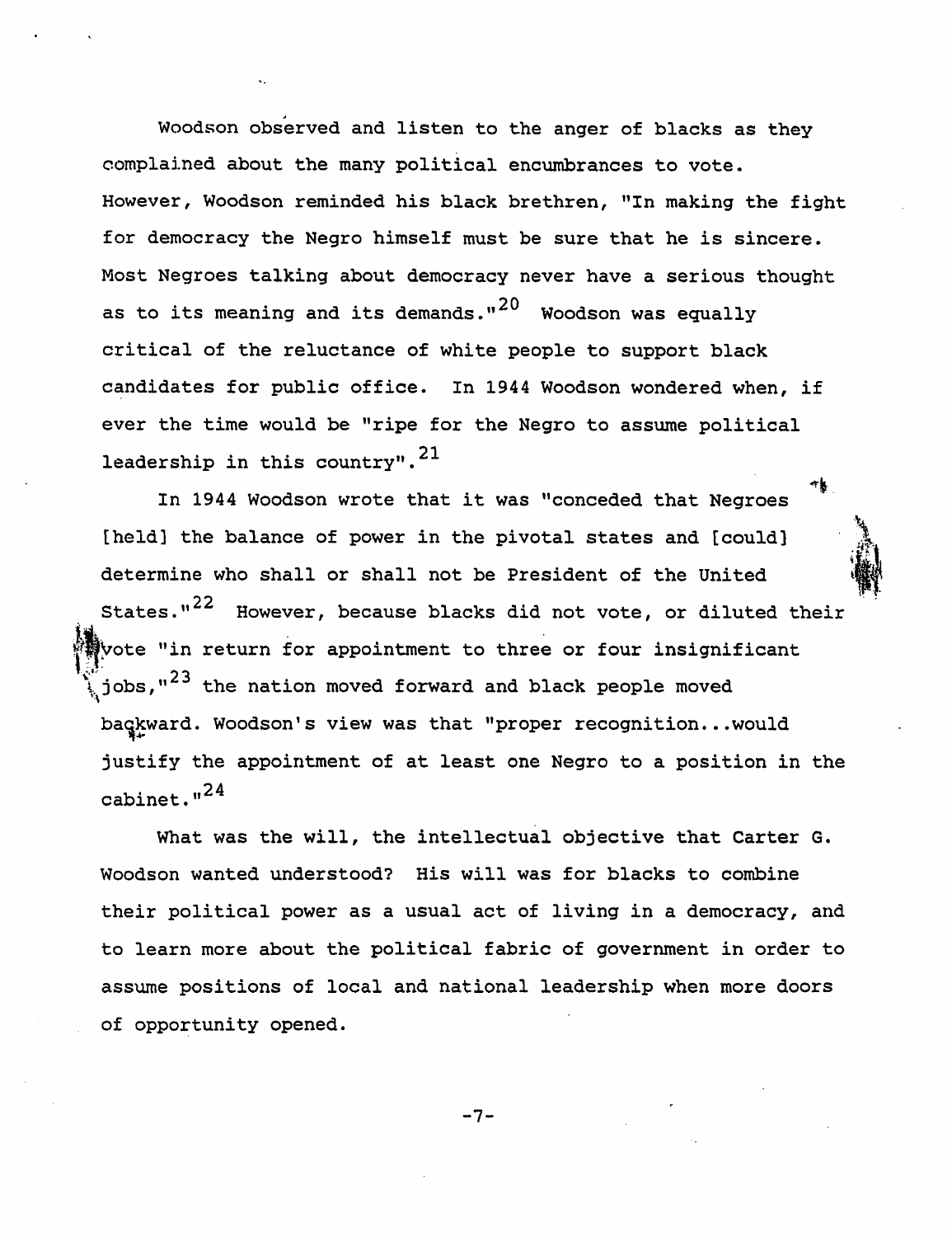Woodson observed and listen to the anger of blacks as they complained about the many political encumbrances to vote. However, Woodson reminded his black brethren, "In making the fight for democracy the Negro himself must be sure that he is sincere. Most Negroes talking about democracy never have a serious thought as to its meaning and its demands."[20] Woodson was equally critical of the reluctance of white people to support black candidates for public office. In 1944 Woodson wondered when, if ever the time would be "ripe for the Negro to assume political leadership in this country".[21]

In 1944 Woodson wrote that it was "conceded that Negroes [held] the balance of power in the pivotal states and [could] determine who shall or shall not be President of the United States."[22] However, because blacks did not vote, or diluted their vote "in return for appointment to three or four insignificant jobs,"[23] the nation moved forward and black people moved backward. Woodson's view was that "proper recognition...would justify the appointment of at least one Negro to a position in the cabinet."[24]

What was the will, the intellectual objective that Carter G. Woodson wanted understood? His will was for blacks to combine their political power as a usual act of living in a democracy, and to learn more about the political fabric of government in order to assume positions of local and national leadership when more doors of opportunity opened.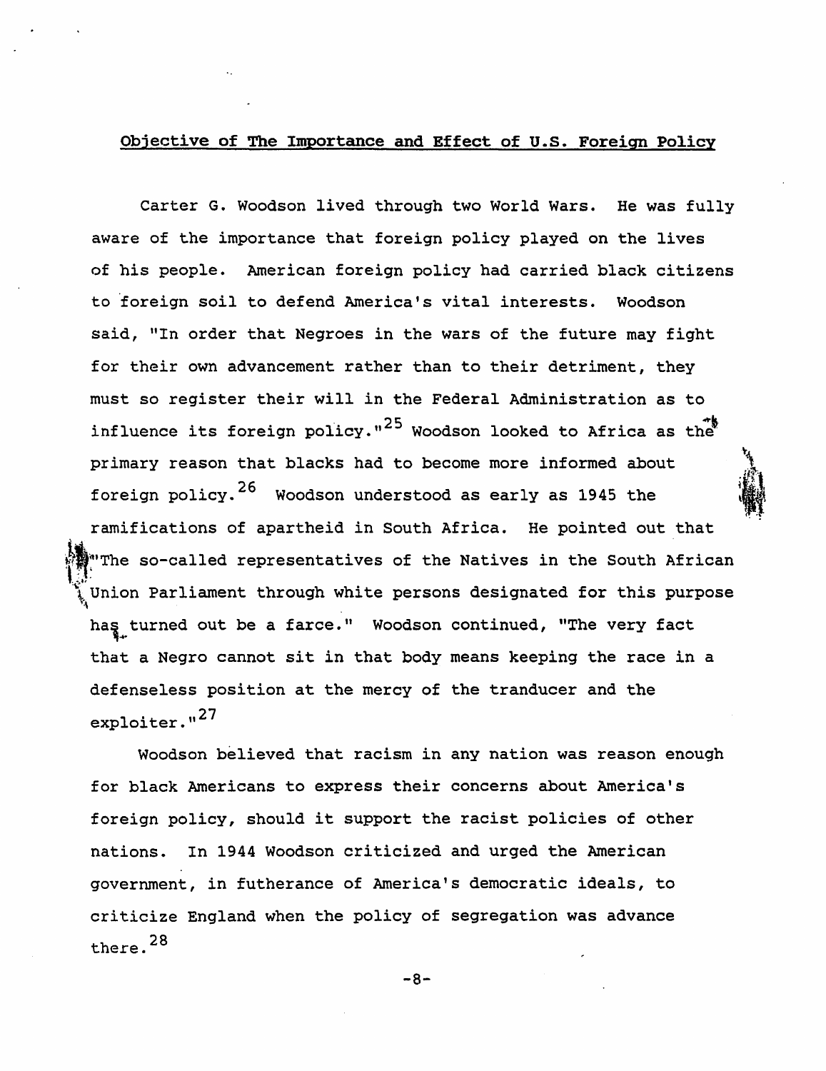## Objective of The Importance and Effect of U.S. Foreign Policy

Carter G. Woodson lived through two World Wars. He was fully aware of the importance that foreign policy played on the lives of his people. American foreign policy had carried black citizens to foreign soil to defend America's vital interests. Woodson said, "In order that Negroes in the wars of the future may fight for their own advancement rather than to their detriment, they must so register their will in the Federal Administration as to influence its foreign policy."[25] Woodson looked to Africa as the primary reason that blacks had to become more informed about foreign policy.[26] Woodson understood as early as 1945 the ramifications of apartheid in South Africa. He pointed out that "The so-called representatives of the Natives in the South African Union Parliament through white persons designated for this purpose has turned out be a farce." Woodson continued, "The very fact that a Negro cannot sit in that body means keeping the race in a defenseless position at the mercy of the tranducer and the exploiter."[27]

Woodson believed that racism in any nation was reason enough for black Americans to express their concerns about America's foreign policy, should it support the racist policies of other nations. In 1944 Woodson criticized and urged the American government, in futherance of America's democratic ideals, to criticize England when the policy of segregation was advance there.[28]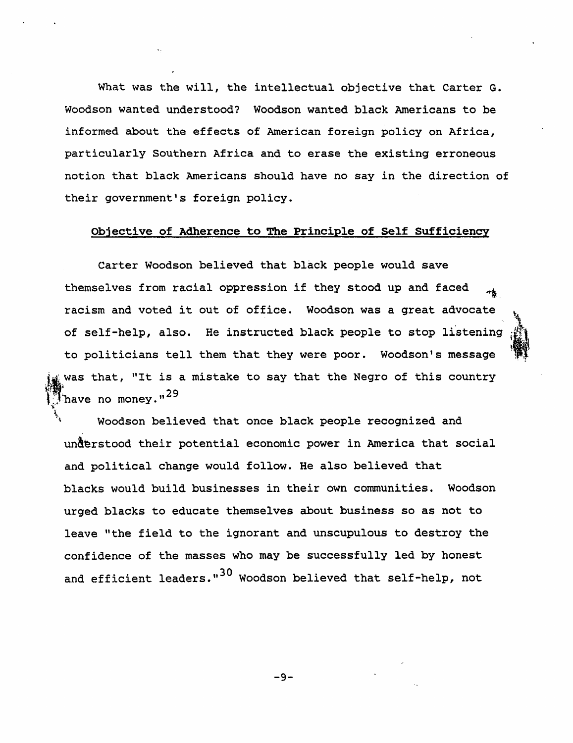What was the will, the intellectual objective that Carter G. Woodson wanted understood? Woodson wanted black Americans to be informed about the effects of American foreign policy on Africa, particularly Southern Africa and to erase the existing erroneous notion that black Americans should have no say in the direction of their government's foreign policy.

## Objective of Adherence to The Principle of Self Sufficiency

Carter Woodson believed that black people would save themselves from racial oppression if they stood up and faced racism and voted it out of office. Woodson was a great advocate of self-help, also. He instructed black people to stop listening to politicians tell them that they were poor. Woodson's message was that, "It is a mistake to say that the Negro of this country have no money."[29]

Woodson believed that once black people recognized and understood their potential economic power in America that social and political change would follow. He also believed that blacks would build businesses in their own communities. Woodson urged blacks to educate themselves about business so as not to leave "the field to the ignorant and unscupulous to destroy the confidence of the masses who may be successfully led by honest and efficient leaders."[30] Woodson believed that self-help, not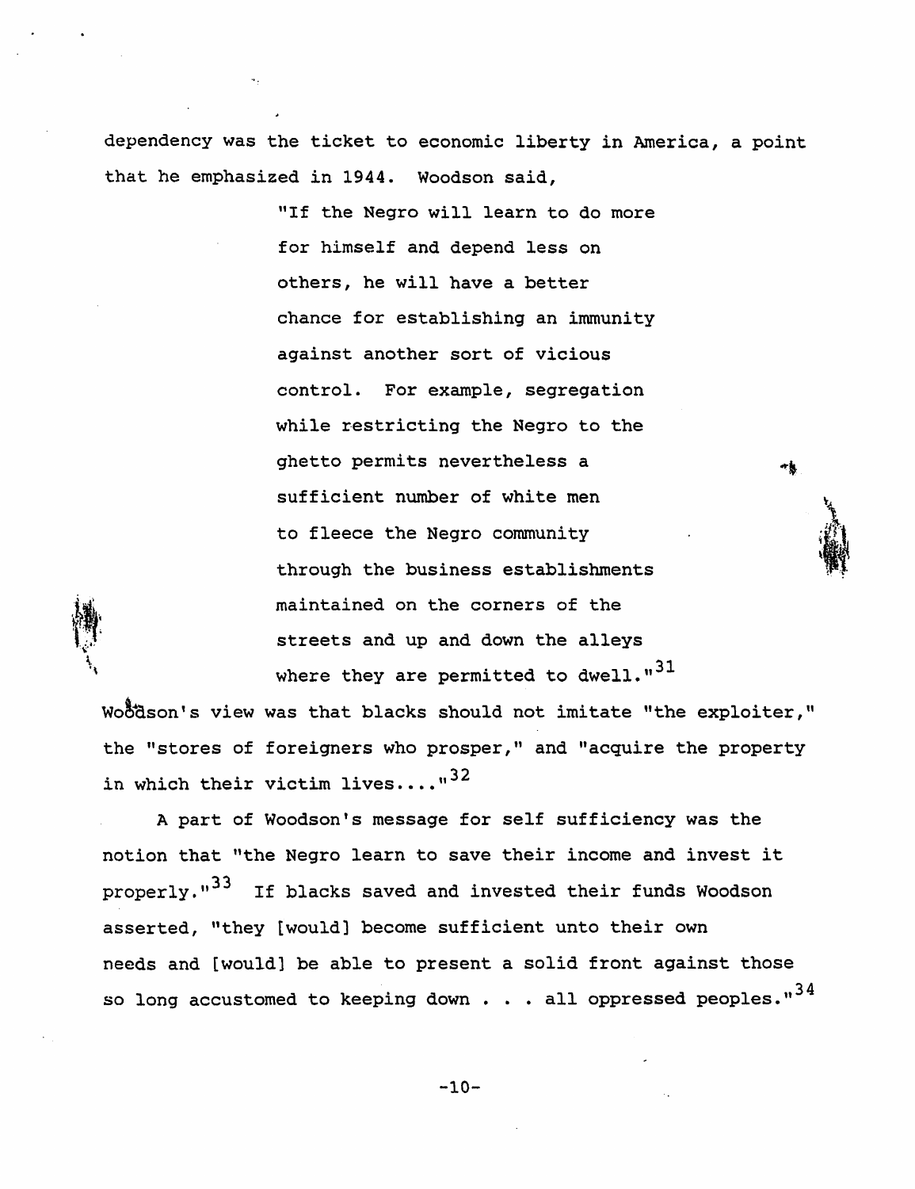dependency was the ticket to economic liberty in America, a point that he emphasized in 1944. Woodson said,

> "If the Negro will learn to do more for himself and depend less on others, he will have a better chance for establishing an immunity against another sort of vicious control. For example, segregation while restricting the Negro to the ghetto permits nevertheless a sufficient number of white men to fleece the Negro community through the business establishments maintained on the corners of the streets and up and down the alleys where they are permitted to dwell."[31]

Woodson's view was that blacks should not imitate "the exploiter," the "stores of foreigners who prosper," and "acquire the property in which their victim lives...."[32]

A part of Woodson's message for self sufficiency was the notion that "the Negro learn to save their income and invest it properly."[33] If blacks saved and invested their funds Woodson asserted, "they [would] become sufficient unto their own needs and [would] be able to present a solid front against those so long accustomed to keeping down . . . all oppressed peoples."[34]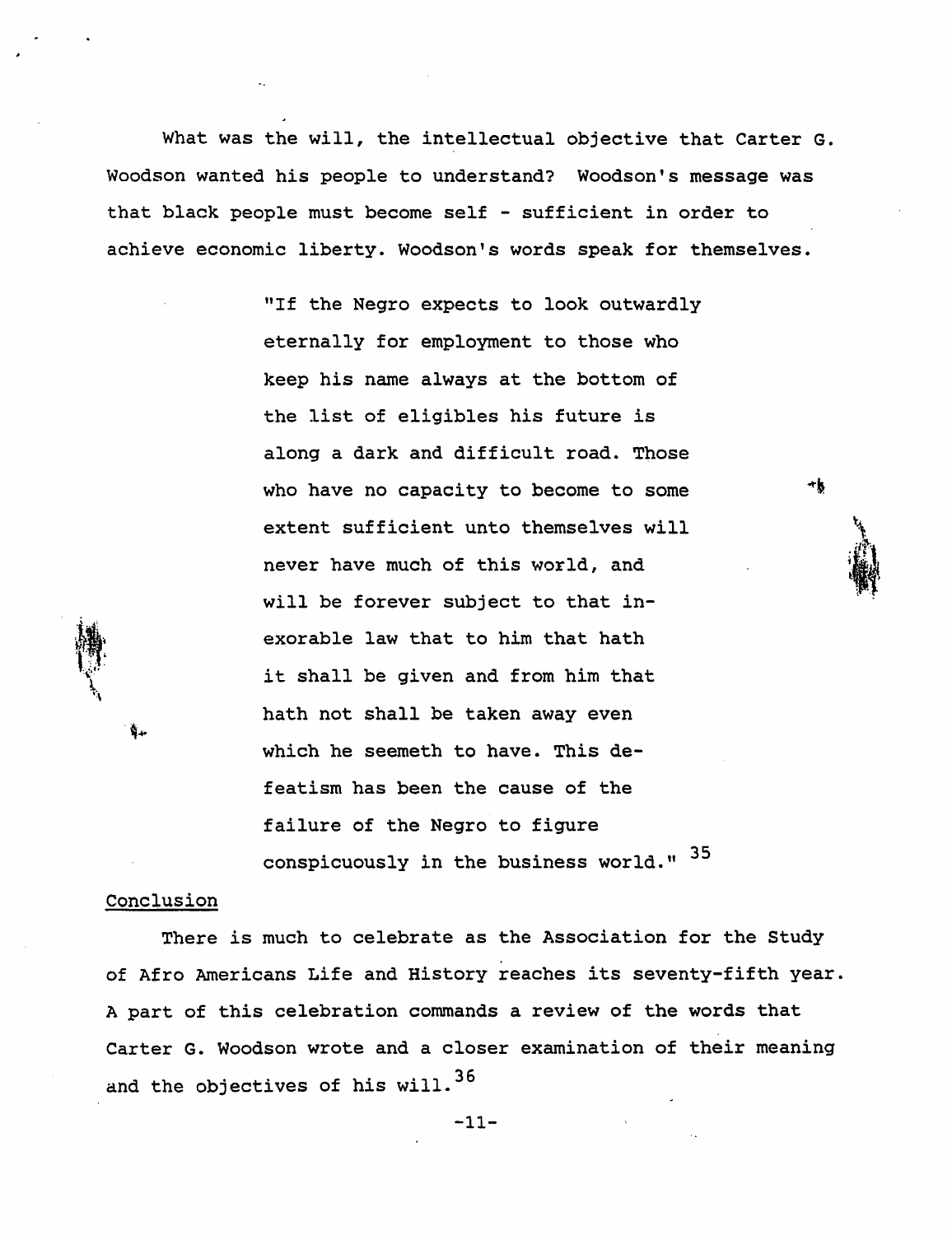What was the will, the intellectual objective that Carter G. Woodson wanted his people to understand? Woodson's message was that black people must become self - sufficient in order to achieve economic liberty. Woodson's words speak for themselves.

> "If the Negro expects to look outwardly eternally for employment to those who keep his name always at the bottom of the list of eligibles his future is along a dark and difficult road. Those who have no capacity to become to some extent sufficient unto themselves will never have much of this world, and will be forever subject to that inexorable law that to him that hath it shall be given and from him that hath not shall be taken away even which he seemeth to have. This defeatism has been the cause of the failure of the Negro to figure conspicuously in the business world." [35]

Conclusion

There is much to celebrate as the Association for the Study of Afro Americans Life and History reaches its seventy-fifth year. A part of this celebration commands a review of the words that Carter G. Woodson wrote and a closer examination of their meaning and the objectives of his will.[36]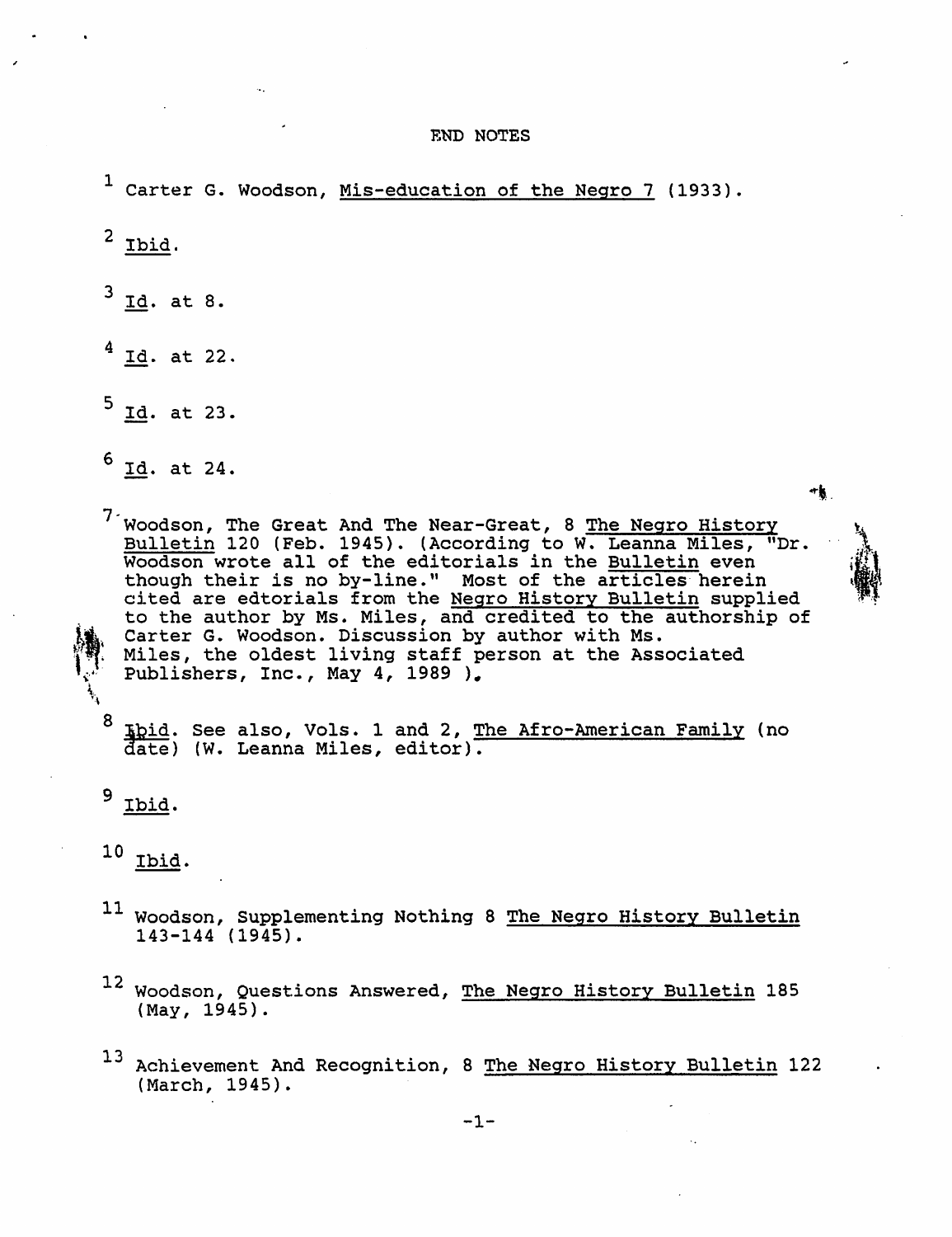# END NOTES

[1] Carter G. Woodson, Mis-education of the Negro 7 (1933).

[2] Ibid.

[3] Id. at 8.

[4] Id. at 22.

[5] Id. at 23.

[6] Id. at 24.

[7] Woodson, The Great And The Near-Great, 8 The Negro History Bulletin 120 (Feb. 1945). (According to W. Leanna Miles, "Dr. Woodson wrote all of the editorials in the Bulletin even though their is no by-line." Most of the articles herein cited are edtorials from the Negro History Bulletin supplied to the author by Ms. Miles, and credited to the authorship of Carter G. Woodson. Discussion by author with Ms. Miles, the oldest living staff person at the Associated Publishers, Inc., May 4, 1989 ).

[8] Ibid. See also, Vols. 1 and 2, The Afro-American Family (no date) (W. Leanna Miles, editor).

[9] Ibid.

[10] Ibid.

[11] Woodson, Supplementing Nothing 8 The Negro History Bulletin 143-144 (1945).

[12] Woodson, Questions Answered, The Negro History Bulletin 185 (May, 1945).

[13] Achievement And Recognition, 8 The Negro History Bulletin 122 (March, 1945).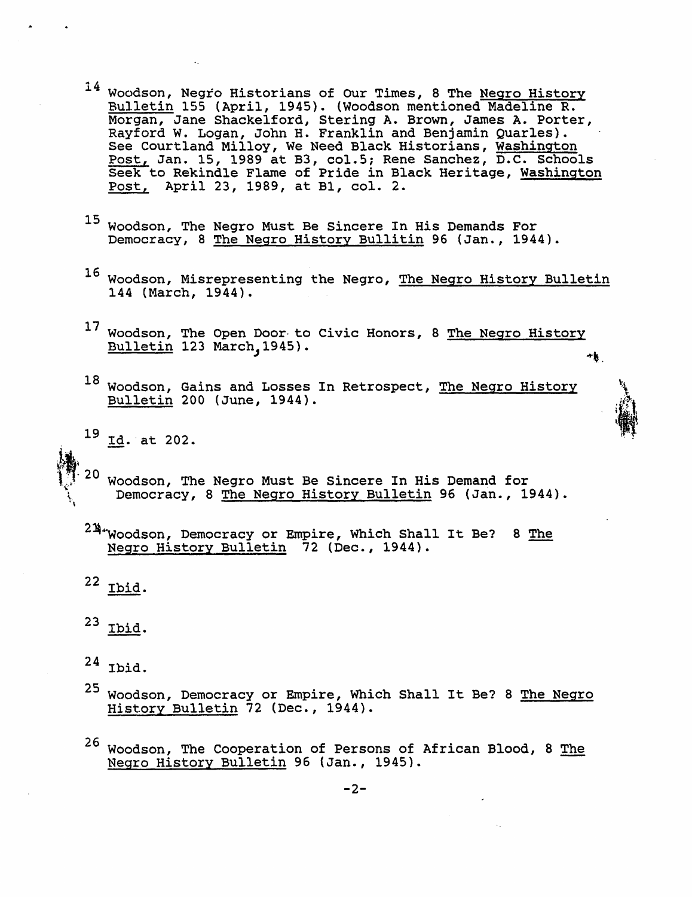[14] Woodson, Negro Historians of Our Times, 8 The Negro History Bulletin 155 (April, 1945). (Woodson mentioned Madeline R. Morgan, Jane Shackelford, Stering A. Brown, James A. Porter, Rayford W. Logan, John H. Franklin and Benjamin Quarles). See Courtland Milloy, We Need Black Historians, Washington Post, Jan. 15, 1989 at B3, col.5; Rene Sanchez, D.C. Schools Seek to Rekindle Flame of Pride in Black Heritage, Washington Post, April 23, 1989, at B1, col. 2.

[15] Woodson, The Negro Must Be Sincere In His Demands For Democracy, 8 The Negro History Bullitin 96 (Jan., 1944).

[16] Woodson, Misrepresenting the Negro, The Negro History Bulletin 144 (March, 1944).

[17] Woodson, The Open Door to Civic Honors, 8 The Negro History Bulletin 123 March, 1945).

[18] Woodson, Gains and Losses In Retrospect, The Negro History Bulletin 200 (June, 1944).

[19] Id. at 202.

[20] Woodson, The Negro Must Be Sincere In His Demand for Democracy, 8 The Negro History Bulletin 96 (Jan., 1944).

[21] Woodson, Democracy or Empire, Which Shall It Be? 8 The Negro History Bulletin 72 (Dec., 1944).

[22] Ibid.

[23] Ibid.

[24] Ibid.

[25] Woodson, Democracy or Empire, Which Shall It Be? 8 The Negro History Bulletin 72 (Dec., 1944).

[26] Woodson, The Cooperation of Persons of African Blood, 8 The Negro History Bulletin 96 (Jan., 1945).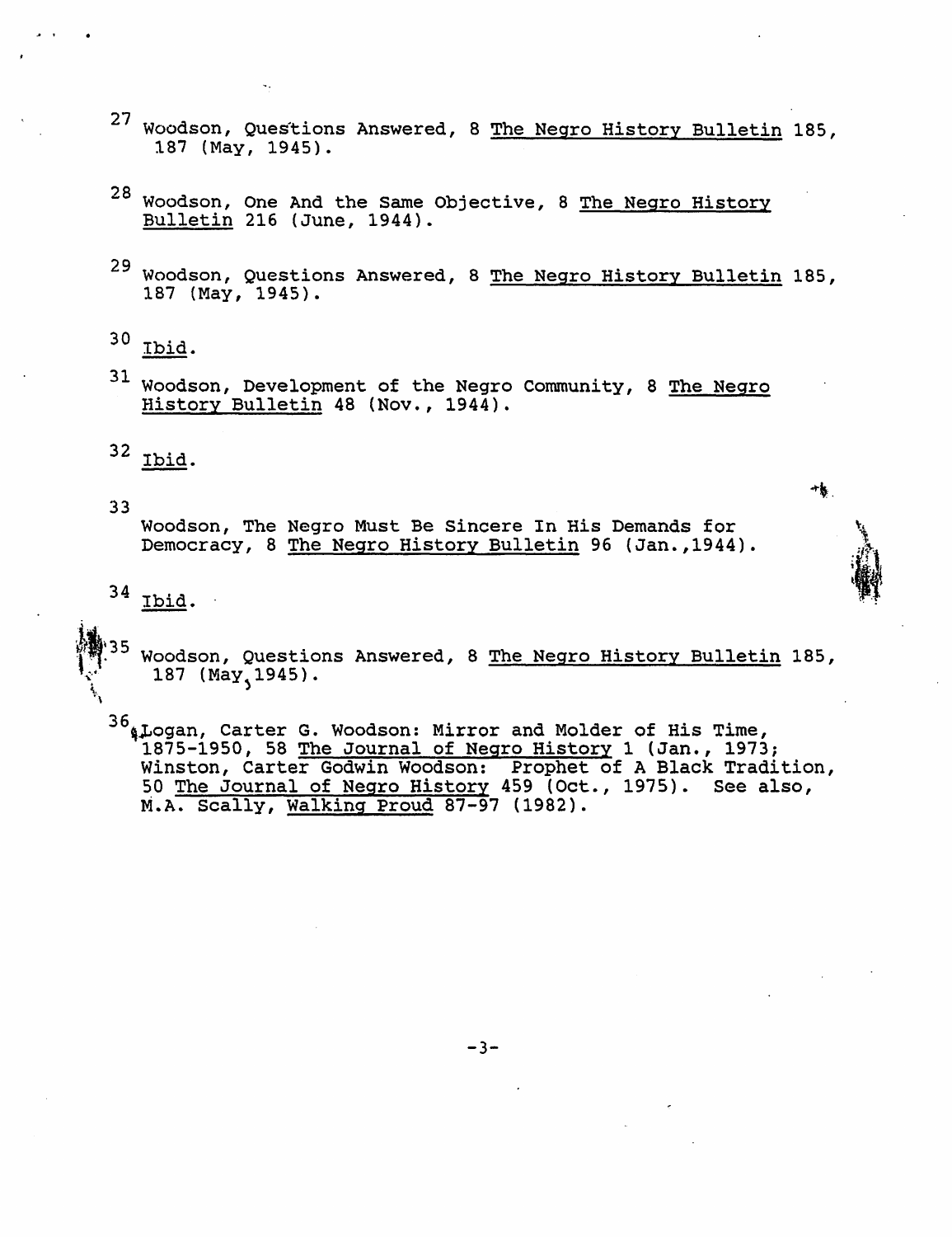[27] Woodson, Questions Answered, 8 The Negro History Bulletin 185, 187 (May, 1945).

[28] Woodson, One And the Same Objective, 8 The Negro History Bulletin 216 (June, 1944).

[29] Woodson, Questions Answered, 8 The Negro History Bulletin 185, 187 (May, 1945).

[30] Ibid.

[31] Woodson, Development of the Negro Community, 8 The Negro History Bulletin 48 (Nov., 1944).

[32] Ibid.

[33] Woodson, The Negro Must Be Sincere In His Demands for Democracy, 8 The Negro History Bulletin 96 (Jan.,1944).

[34] Ibid.

[35] Woodson, Questions Answered, 8 The Negro History Bulletin 185, 187 (May, 1945).

[36] Logan, Carter G. Woodson: Mirror and Molder of His Time, 1875-1950, 58 The Journal of Negro History 1 (Jan., 1973; Winston, Carter Godwin Woodson: Prophet of A Black Tradition, 50 The Journal of Negro History 459 (Oct., 1975). See also, M.A. Scally, Walking Proud 87-97 (1982).